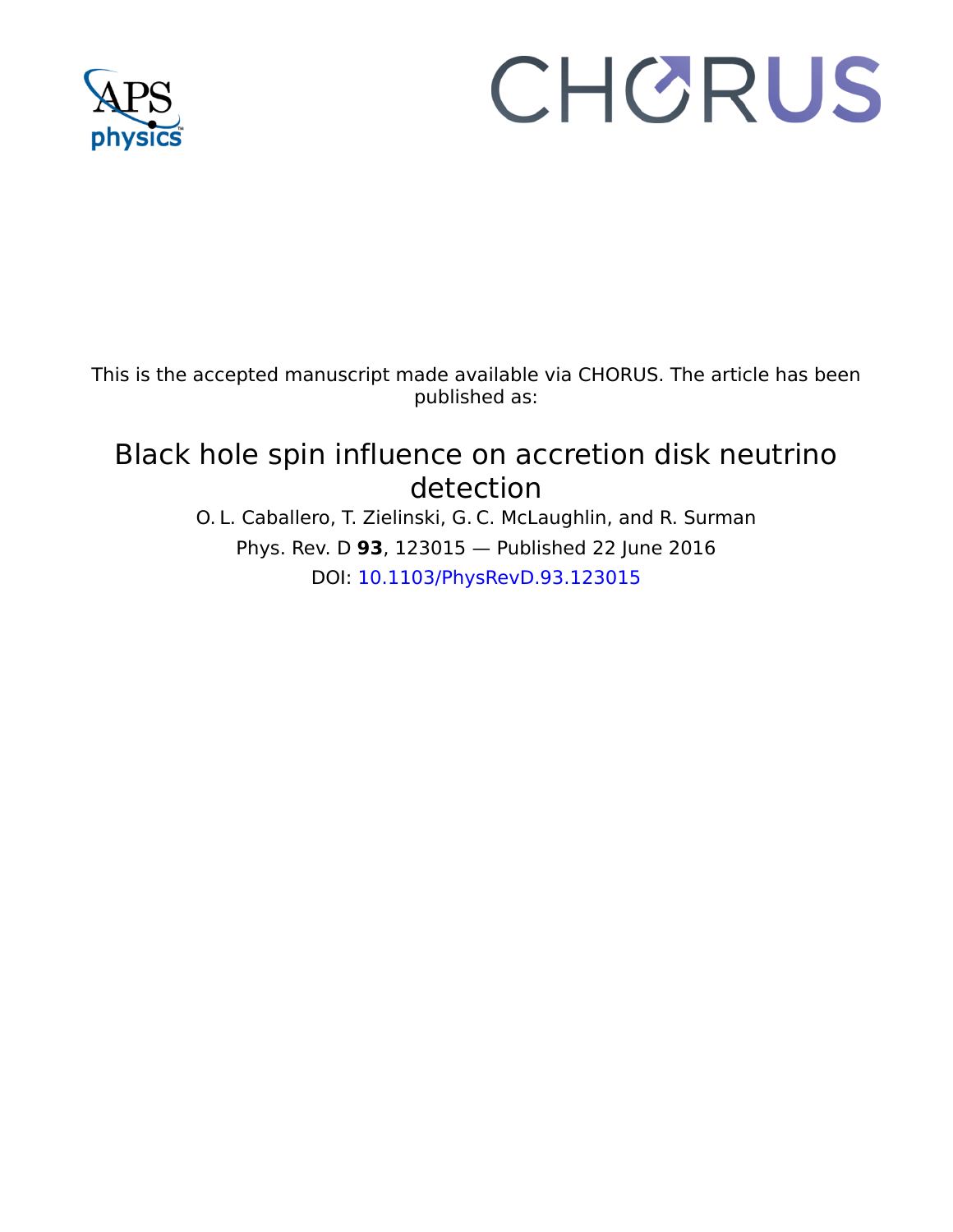This is the accepted manuscript made available via CHORUS. The article has been published as:

# Black hole spin influence on accretion disk neutrino detection

O. L. Caballero, T. Zielinski, G. C. McLaughlin, and R. Surman

Phys. Rev. D **93**, 123015 — Published 22 June 2016

DOI: 10.1103/PhysRevD.93.123015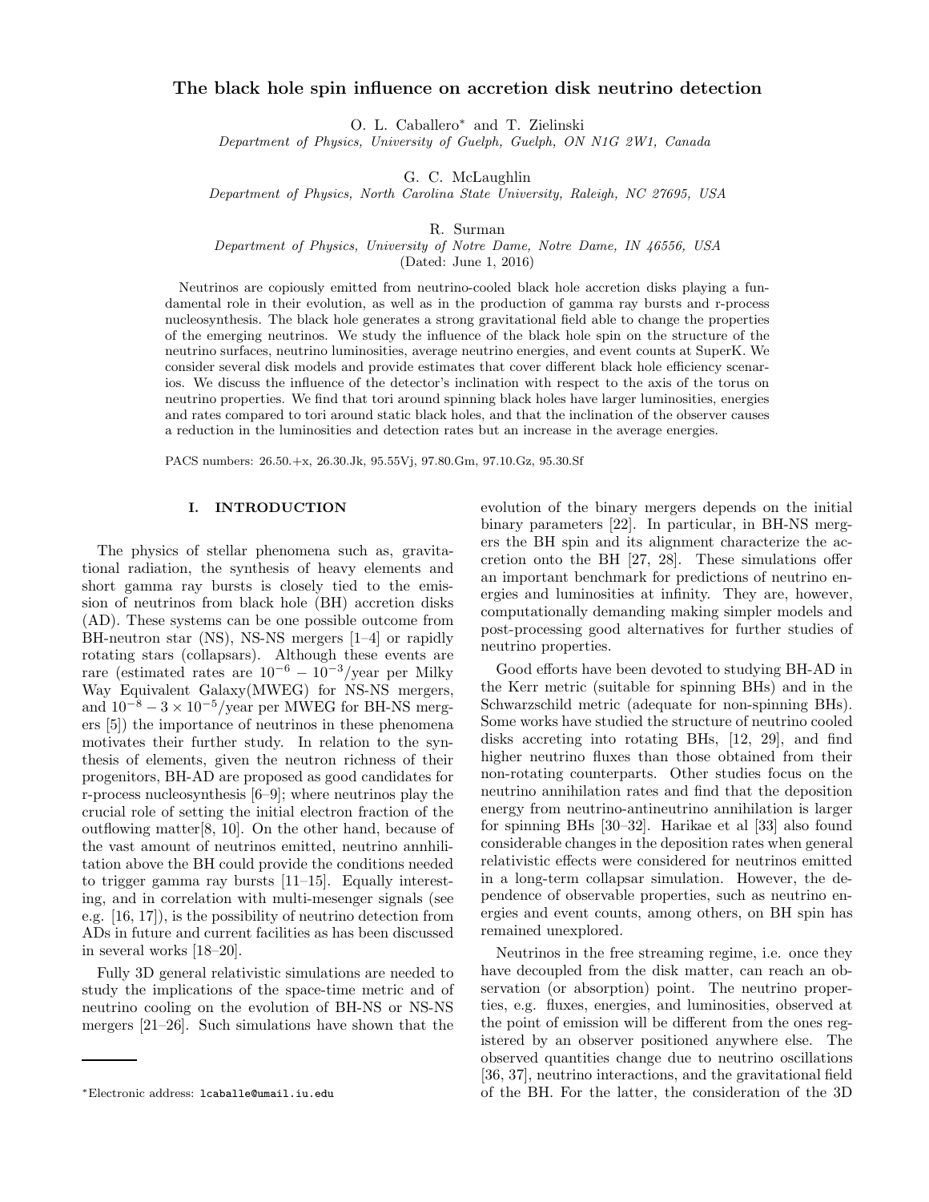# The black hole spin influence on accretion disk neutrino detection

O. L. Caballero[∗] and T. Zielinski

*Department of Physics, University of Guelph, Guelph, ON N1G 2W1, Canada*

G. C. McLaughlin

*Department of Physics, North Carolina State University, Raleigh, NC 27695, USA*

R. Surman

*Department of Physics, University of Notre Dame, Notre Dame, IN 46556, USA*

(Dated: June 1, 2016)

Neutrinos are copiously emitted from neutrino-cooled black hole accretion disks playing a fundamental role in their evolution, as well as in the production of gamma ray bursts and r-process nucleosynthesis. The black hole generates a strong gravitational field able to change the properties of the emerging neutrinos. We study the influence of the black hole spin on the structure of the neutrino surfaces, neutrino luminosities, average neutrino energies, and event counts at SuperK. We consider several disk models and provide estimates that cover different black hole efficiency scenarios. We discuss the influence of the detector's inclination with respect to the axis of the torus on neutrino properties. We find that tori around spinning black holes have larger luminosities, energies and rates compared to tori around static black holes, and that the inclination of the observer causes a reduction in the luminosities and detection rates but an increase in the average energies.

PACS numbers: 26.50.+x, 26.30.Jk, 95.55Vj, 97.80.Gm, 97.10.Gz, 95.30.Sf

## I. INTRODUCTION

The physics of stellar phenomena such as, gravitational radiation, the synthesis of heavy elements and short gamma ray bursts is closely tied to the emission of neutrinos from black hole (BH) accretion disks (AD). These systems can be one possible outcome from BH-neutron star (NS), NS-NS mergers [1–4] or rapidly rotating stars (collapsars). Although these events are rare (estimated rates are $10^{-6} - 10^{-3}$/year per Milky Way Equivalent Galaxy(MWEG) for NS-NS mergers, and $10^{-8} - 3 \times 10^{-5}$/year per MWEG for BH-NS mergers [5]) the importance of neutrinos in these phenomena motivates their further study. In relation to the synthesis of elements, given the neutron richness of their progenitors, BH-AD are proposed as good candidates for r-process nucleosynthesis [6–9]; where neutrinos play the crucial role of setting the initial electron fraction of the outflowing matter[8, 10]. On the other hand, because of the vast amount of neutrinos emitted, neutrino annhilitation above the BH could provide the conditions needed to trigger gamma ray bursts [11–15]. Equally interesting, and in correlation with multi-mesenger signals (see e.g. [16, 17]), is the possibility of neutrino detection from ADs in future and current facilities as has been discussed in several works [18–20].

Fully 3D general relativistic simulations are needed to study the implications of the space-time metric and of neutrino cooling on the evolution of BH-NS or NS-NS mergers [21–26]. Such simulations have shown that the evolution of the binary mergers depends on the initial binary parameters [22]. In particular, in BH-NS mergers the BH spin and its alignment characterize the accretion onto the BH [27, 28]. These simulations offer an important benchmark for predictions of neutrino energies and luminosities at infinity. They are, however, computationally demanding making simpler models and post-processing good alternatives for further studies of neutrino properties.

Good efforts have been devoted to studying BH-AD in the Kerr metric (suitable for spinning BHs) and in the Schwarzschild metric (adequate for non-spinning BHs). Some works have studied the structure of neutrino cooled disks accreting into rotating BHs, [12, 29], and find higher neutrino fluxes than those obtained from their non-rotating counterparts. Other studies focus on the neutrino annihilation rates and find that the deposition energy from neutrino-antineutrino annihilation is larger for spinning BHs [30–32]. Harikae et al [33] also found considerable changes in the deposition rates when general relativistic effects were considered for neutrinos emitted in a long-term collapsar simulation. However, the dependence of observable properties, such as neutrino energies and event counts, among others, on BH spin has remained unexplored.

Neutrinos in the free streaming regime, i.e. once they have decoupled from the disk matter, can reach an observation (or absorption) point. The neutrino properties, e.g. fluxes, energies, and luminosities, observed at the point of emission will be different from the ones registered by an observer positioned anywhere else. The observed quantities change due to neutrino oscillations [36, 37], neutrino interactions, and the gravitational field of the BH. For the latter, the consideration of the 3D

[∗]Electronic address: lcaballe@umail.iu.edu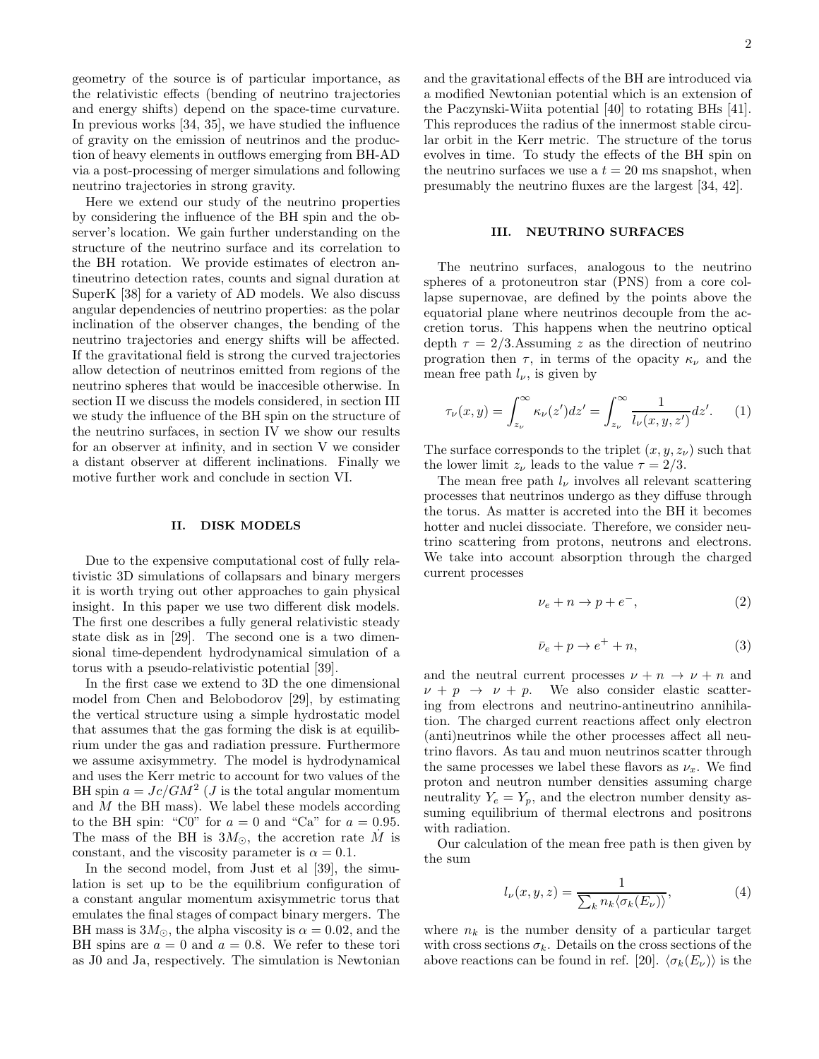geometry of the source is of particular importance, as the relativistic effects (bending of neutrino trajectories and energy shifts) depend on the space-time curvature. In previous works [34, 35], we have studied the influence of gravity on the emission of neutrinos and the production of heavy elements in outflows emerging from BH-AD via a post-processing of merger simulations and following neutrino trajectories in strong gravity.

Here we extend our study of the neutrino properties by considering the influence of the BH spin and the observer's location. We gain further understanding on the structure of the neutrino surface and its correlation to the BH rotation. We provide estimates of electron antineutrino detection rates, counts and signal duration at SuperK [38] for a variety of AD models. We also discuss angular dependencies of neutrino properties: as the polar inclination of the observer changes, the bending of the neutrino trajectories and energy shifts will be affected. If the gravitational field is strong the curved trajectories allow detection of neutrinos emitted from regions of the neutrino spheres that would be inaccesible otherwise. In section II we discuss the models considered, in section III we study the influence of the BH spin on the structure of the neutrino surfaces, in section IV we show our results for an observer at infinity, and in section V we consider a distant observer at different inclinations. Finally we motive further work and conclude in section VI.

## II. DISK MODELS

Due to the expensive computational cost of fully relativistic 3D simulations of collapsars and binary mergers it is worth trying out other approaches to gain physical insight. In this paper we use two different disk models. The first one describes a fully general relativistic steady state disk as in [29]. The second one is a two dimensional time-dependent hydrodynamical simulation of a torus with a pseudo-relativistic potential [39].

In the first case we extend to 3D the one dimensional model from Chen and Belobodorov [29], by estimating the vertical structure using a simple hydrostatic model that assumes that the gas forming the disk is at equilibrium under the gas and radiation pressure. Furthermore we assume axisymmetry. The model is hydrodynamical and uses the Kerr metric to account for two values of the BH spin $a = Jc/GM^2$ ($J$ is the total angular momentum and $M$ the BH mass). We label these models according to the BH spin: "C0" for $a = 0$ and "Ca" for $a = 0.95$. The mass of the BH is $3M_{\odot}$, the accretion rate $\dot{M}$ is constant, and the viscosity parameter is $\alpha = 0.1$.

In the second model, from Just et al [39], the simulation is set up to be the equilibrium configuration of a constant angular momentum axisymmetric torus that emulates the final stages of compact binary mergers. The BH mass is $3M_{\odot}$, the alpha viscosity is $\alpha = 0.02$, and the BH spins are $a = 0$ and $a = 0.8$. We refer to these tori as J0 and Ja, respectively. The simulation is Newtonian and the gravitational effects of the BH are introduced via a modified Newtonian potential which is an extension of the Paczynski-Wiita potential [40] to rotating BHs [41]. This reproduces the radius of the innermost stable circular orbit in the Kerr metric. The structure of the torus evolves in time. To study the effects of the BH spin on the neutrino surfaces we use a $t = 20$ ms snapshot, when presumably the neutrino fluxes are the largest [34, 42].

## III. NEUTRINO SURFACES

The neutrino surfaces, analogous to the neutrino spheres of a protoneutron star (PNS) from a core collapse supernovae, are defined by the points above the equatorial plane where neutrinos decouple from the accretion torus. This happens when the neutrino optical depth $\tau = 2/3$.Assuming $z$ as the direction of neutrino prograpion then $\tau$, in terms of the opacity $\kappa_{\nu}$ and the mean free path $l_{\nu}$, is given by

$$\tau_{\nu}(x, y) = \int_{z_{\nu}}^{\infty} \kappa_{\nu}(z')dz' = \int_{z_{\nu}}^{\infty} \frac{1}{l_{\nu}(x, y, z')}dz'. \quad (1)$$

The surface corresponds to the triplet $(x, y, z_{\nu})$ such that the lower limit $z_{\nu}$ leads to the value $\tau = 2/3$.

The mean free path $l_{\nu}$ involves all relevant scattering processes that neutrinos undergo as they diffuse through the torus. As matter is accreted into the BH it becomes hotter and nuclei dissociate. Therefore, we consider neutrino scattering from protons, neutrons and electrons. We take into account absorption through the charged current processes

$$\nu_e + n \rightarrow p + e^-, \quad (2)$$

$$\bar{\nu}_e + p \rightarrow e^+ + n, \quad (3)$$

and the neutral current processes $\nu + n \rightarrow \nu + n$ and $\nu + p \rightarrow \nu + p$. We also consider elastic scattering from electrons and neutrino-antineutrino annihilation. The charged current reactions affect only electron (anti)neutrinos while the other processes affect all neutrino flavors. As tau and muon neutrinos scatter through the same processes we label these flavors as $\nu_x$. We find proton and neutron number densities assuming charge neutrality $Y_e = Y_p$, and the electron number density assuming equilibrium of thermal electrons and positrons with radiation.

Our calculation of the mean free path is then given by the sum

$$l_{\nu}(x, y, z) = \frac{1}{\sum_k n_k \langle \sigma_k(E_{\nu}) \rangle}, \quad (4)$$

where $n_k$ is the number density of a particular target with cross sections $\sigma_k$. Details on the cross sections of the above reactions can be found in ref. [20]. $\langle \sigma_k(E_{\nu}) \rangle$ is the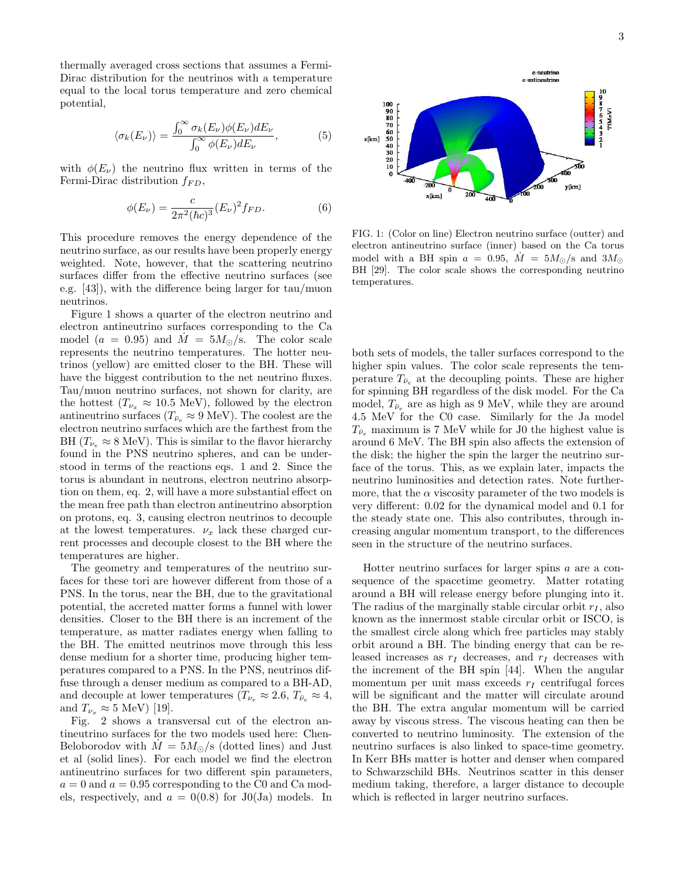thermally averaged cross sections that assumes a Fermi-Dirac distribution for the neutrinos with a temperature equal to the local torus temperature and zero chemical potential,

$$\langle\sigma_k(E_\nu)\rangle = \frac{\int_0^\infty \sigma_k(E_\nu)\phi(E_\nu)dE_\nu}{\int_0^\infty \phi(E_\nu)dE_\nu}, \tag{5}$$

with $\phi(E_\nu)$ the neutrino flux written in terms of the Fermi-Dirac distribution $f_{FD}$,

$$\phi(E_\nu) = \frac{c}{2\pi^2(\hbar c)^3}(E_\nu)^2 f_{FD}. \tag{6}$$

This procedure removes the energy dependence of the neutrino surface, as our results have been properly energy weighted. Note, however, that the scattering neutrino surfaces differ from the effective neutrino surfaces (see e.g. [43]), with the difference being larger for tau/muon neutrinos.

Figure 1 shows a quarter of the electron neutrino and electron antineutrino surfaces corresponding to the Ca model ($a = 0.95$) and $\dot{M} = 5M_\odot$/s. The color scale represents the neutrino temperatures. The hotter neutrinos (yellow) are emitted closer to the BH. These will have the biggest contribution to the net neutrino fluxes. Tau/muon neutrino surfaces, not shown for clarity, are the hottest ($T_{\nu_x} \approx 10.5$ MeV), followed by the electron antineutrino surfaces ($T_{\bar{\nu}_e} \approx 9$ MeV). The coolest are the electron neutrino surfaces which are the farthest from the BH ($T_{\nu_e} \approx 8$ MeV). This is similar to the flavor hierarchy found in the PNS neutrino spheres, and can be understood in terms of the reactions eqs. 1 and 2. Since the torus is abundant in neutrons, electron neutrino absorption on them, eq. 2, will have a more substantial effect on the mean free path than electron antineutrino absorption on protons, eq. 3, causing electron neutrinos to decouple at the lowest temperatures. $\nu_x$ lack these charged current processes and decouple closest to the BH where the temperatures are higher.

The geometry and temperatures of the neutrino surfaces for these tori are however different from those of a PNS. In the torus, near the BH, due to the gravitational potential, the accreted matter forms a funnel with lower densities. Closer to the BH there is an increment of the temperature, as matter radiates energy when falling to the BH. The emitted neutrinos move through this less dense medium for a shorter time, producing higher temperatures compared to a PNS. In the PNS, neutrinos diffuse through a denser medium as compared to a BH-AD, and decouple at lower temperatures ($T_{\nu_e} \approx 2.6$, $T_{\bar{\nu}_e} \approx 4$, and $T_{\nu_x} \approx 5$ MeV) [19].

Fig. 2 shows a transversal cut of the electron antineutrino surfaces for the two models used here: Chen-Beloborodov with $\dot{M} = 5M_\odot$/s (dotted lines) and Just et al (solid lines). For each model we find the electron antineutrino surfaces for two different spin parameters, $a = 0$ and $a = 0.95$ corresponding to the C0 and Ca models, respectively, and $a = 0(0.8)$ for J0(Ja) models. In both sets of models, the taller surfaces correspond to the higher spin values. The color scale represents the temperature $T_{\bar{\nu}_e}$ at the decoupling points. These are higher for spinning BH regardless of the disk model. For the Ca model, $T_{\bar{\nu}_e}$ are as high as 9 MeV, while they are around 4.5 MeV for the C0 case. Similarly for the Ja model $T_{\bar{\nu}_e}$ maximum is 7 MeV while for J0 the highest value is around 6 MeV. The BH spin also affects the extension of the disk; the higher the spin the larger the neutrino surface of the torus. This, as we explain later, impacts the neutrino luminosities and detection rates. Note furthermore, that the $\alpha$ viscosity parameter of the two models is very different: 0.02 for the dynamical model and 0.1 for the steady state one. This also contributes, through increasing angular momentum transport, to the differences seen in the structure of the neutrino surfaces.

FIG. 1: (Color on line) Electron neutrino surface (outter) and electron antineutrino surface (inner) based on the Ca torus model with a BH spin $a = 0.95$, $\dot{M} = 5M_\odot$/s and $3M_\odot$ BH [29]. The color scale shows the corresponding neutrino temperatures.

Hotter neutrino surfaces for larger spins $a$ are a consequence of the spacetime geometry. Matter rotating around a BH will release energy before plunging into it. The radius of the marginally stable circular orbit $r_I$, also known as the innermost stable circular orbit or ISCO, is the smallest circle along which free particles may stably orbit around a BH. The binding energy that can be released increases as $r_I$ decreases, and $r_I$ decreases with the increment of the BH spin [44]. When the angular momentum per unit mass exceeds $r_I$ centrifugal forces will be significant and the matter will circulate around the BH. The extra angular momentum will be carried away by viscous stress. The viscous heating can then be converted to neutrino luminosity. The extension of the neutrino surfaces is also linked to space-time geometry. In Kerr BHs matter is hotter and denser when compared to Schwarzschild BHs. Neutrinos scatter in this denser medium taking, therefore, a larger distance to decouple which is reflected in larger neutrino surfaces.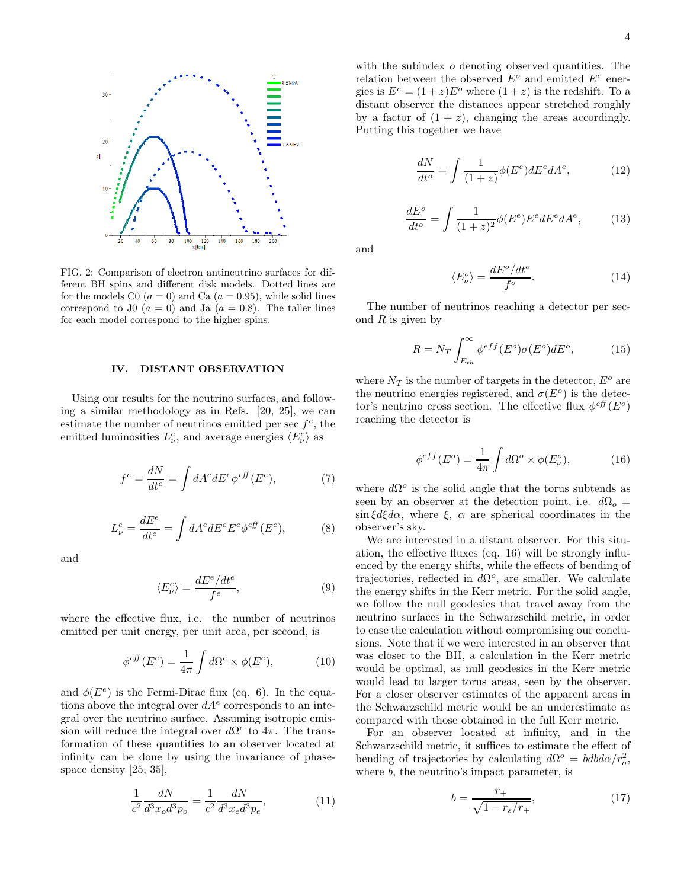FIG. 2: Comparison of electron antineutrino surfaces for different BH spins and different disk models. Dotted lines are for the models C0 ($a = 0$) and Ca ($a = 0.95$), while solid lines correspond to J0 ($a = 0$) and Ja ($a = 0.8$). The taller lines for each model correspond to the higher spins.

## IV. DISTANT OBSERVATION

Using our results for the neutrino surfaces, and following a similar methodology as in Refs. [20, 25], we can estimate the number of neutrinos emitted per sec $f^e$, the emitted luminosities $L^e_\nu$, and average energies $\langle E^e_\nu \rangle$ as

$$f^e = \frac{dN}{dt^e} = \int dA^e dE^e \phi^{eff}(E^e), \tag{7}$$

$$L^e_\nu = \frac{dE^e}{dt^e} = \int dA^e dE^e E^e \phi^{eff}(E^e), \tag{8}$$

and

$$\langle E^e_\nu \rangle = \frac{dE^e/dt^e}{f^e}, \tag{9}$$

where the effective flux, i.e. the number of neutrinos emitted per unit energy, per unit area, per second, is

$$\phi^{eff}(E^e) = \frac{1}{4\pi} \int d\Omega^e \times \phi(E^e), \tag{10}$$

and $\phi(E^e)$ is the Fermi-Dirac flux (eq. 6). In the equations above the integral over $dA^e$ corresponds to an integral over the neutrino surface. Assuming isotropic emission will reduce the integral over $d\Omega^e$ to $4\pi$. The transformation of these quantities to an observer located at infinity can be done by using the invariance of phase-space density [25, 35],

$$\frac{1}{c^2}\frac{dN}{d^3x_o d^3p_o} = \frac{1}{c^2}\frac{dN}{d^3x_e d^3p_e}, \tag{11}$$

with the subindex $o$ denoting observed quantities. The relation between the observed $E^o$ and emitted $E^e$ energies is $E^e = (1+z)E^o$ where $(1+z)$ is the redshift. To a distant observer the distances appear stretched roughly by a factor of $(1+z)$, changing the areas accordingly. Putting this together we have

$$\frac{dN}{dt^o} = \int \frac{1}{(1+z)}\phi(E^e) dE^e dA^e, \tag{12}$$

$$\frac{dE^o}{dt^o} = \int \frac{1}{(1+z)^2}\phi(E^e) E^e dE^e dA^e, \tag{13}$$

and

$$\langle E^o_\nu \rangle = \frac{dE^o/dt^o}{f^o}. \tag{14}$$

The number of neutrinos reaching a detector per second $R$ is given by

$$R = N_T \int_{E_{th}}^{\infty} \phi^{eff}(E^o)\sigma(E^o) dE^o, \tag{15}$$

where $N_T$ is the number of targets in the detector, $E^o$ are the neutrino energies registered, and $\sigma(E^o)$ is the detector's neutrino cross section. The effective flux $\phi^{eff}(E^o)$ reaching the detector is

$$\phi^{eff}(E^o) = \frac{1}{4\pi} \int d\Omega^o \times \phi(E^o_\nu), \tag{16}$$

where $d\Omega^o$ is the solid angle that the torus subtends as seen by an observer at the detection point, i.e. $d\Omega_o = \sin\xi d\xi d\alpha$, where $\xi$, $\alpha$ are spherical coordinates in the observer's sky.

We are interested in a distant observer. For this situation, the effective fluxes (eq. 16) will be strongly influenced by the energy shifts, while the effects of bending of trajectories, reflected in $d\Omega^o$, are smaller. We calculate the energy shifts in the Kerr metric. For the solid angle, we follow the null geodesics that travel away from the neutrino surfaces in the Schwarzschild metric, in order to ease the calculation without compromising our conclusions. Note that if we were interested in an observer that was closer to the BH, a calculation in the Kerr metric would be optimal, as null geodesics in the Kerr metric would lead to larger torus areas, seen by the observer. For a closer observer estimates of the apparent areas in the Schwarzschild metric would be an underestimate as compared with those obtained in the full Kerr metric.

For an observer located at infinity, and in the Schwarzschild metric, it suffices to estimate the effect of bending of trajectories by calculating $d\Omega^o = b db d\alpha / r_o^2$, where $b$, the neutrino's impact parameter, is

$$b = \frac{r_+}{\sqrt{1 - r_s/r_+}}, \tag{17}$$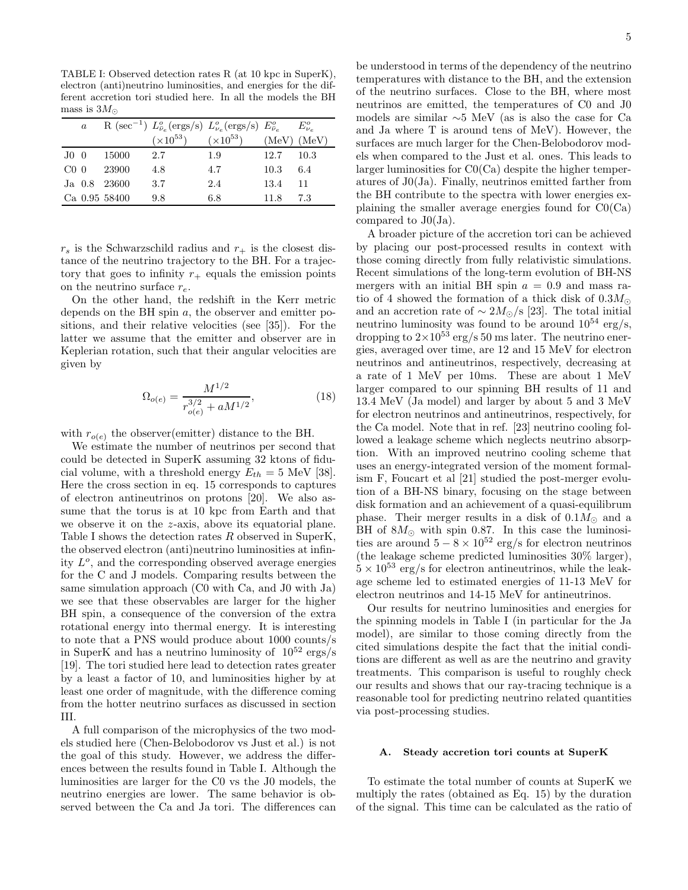TABLE I: Observed detection rates R (at 10 kpc in SuperK), electron (anti)neutrino luminosities, and energies for the different accretion tori studied here. In all the models the BH mass is $3M_\odot$

| | $a$ | R (sec$^{-1}$) | $L^o_{\bar{\nu}_e}$(ergs/s) ($\times10^{53}$) | $L^o_{\nu_e}$(ergs/s) ($\times10^{53}$) | $E^o_{\bar{\nu}_e}$ (MeV) | $E^o_{\nu_e}$ (MeV) |
|---|---|---|---|---|---|---|
| J0 | 0 | 15000 | 2.7 | 1.9 | 12.7 | 10.3 |
| C0 | 0 | 23900 | 4.8 | 4.7 | 10.3 | 6.4 |
| Ja | 0.8 | 23600 | 3.7 | 2.4 | 13.4 | 11 |
| Ca | 0.95 | 58400 | 9.8 | 6.8 | 11.8 | 7.3 |

$r_s$ is the Schwarzschild radius and $r_+$ is the closest distance of the neutrino trajectory to the BH. For a trajectory that goes to infinity $r_+$ equals the emission points on the neutrino surface $r_e$.

On the other hand, the redshift in the Kerr metric depends on the BH spin $a$, the observer and emitter positions, and their relative velocities (see [35]). For the latter we assume that the emitter and observer are in Keplerian rotation, such that their angular velocities are given by

$$\Omega_{o(e)} = \frac{M^{1/2}}{r_{o(e)}^{3/2} + aM^{1/2}}, \tag{18}$$

with $r_{o(e)}$ the observer(emitter) distance to the BH.

We estimate the number of neutrinos per second that could be detected in SuperK assuming 32 ktons of fiducial volume, with a threshold energy $E_{th} = 5$ MeV [38]. Here the cross section in eq. 15 corresponds to captures of electron antineutrinos on protons [20]. We also assume that the torus is at 10 kpc from Earth and that we observe it on the $z$-axis, above its equatorial plane. Table I shows the detection rates $R$ observed in SuperK, the observed electron (anti)neutrino luminosities at infinity $L^o$, and the corresponding observed average energies for the C and J models. Comparing results between the same simulation approach (C0 with Ca, and J0 with Ja) we see that these observables are larger for the higher BH spin, a consequence of the conversion of the extra rotational energy into thermal energy. It is interesting to note that a PNS would produce about 1000 counts/s in SuperK and has a neutrino luminosity of $10^{52}$ ergs/s [19]. The tori studied here lead to detection rates greater by a least a factor of 10, and luminosities higher by at least one order of magnitude, with the difference coming from the hotter neutrino surfaces as discussed in section III.

A full comparison of the microphysics of the two models studied here (Chen-Belobodorov vs Just et al.) is not the goal of this study. However, we address the differences between the results found in Table I. Although the luminosities are larger for the C0 vs the J0 models, the neutrino energies are lower. The same behavior is observed between the Ca and Ja tori. The differences can be understood in terms of the dependency of the neutrino temperatures with distance to the BH, and the extension of the neutrino surfaces. Close to the BH, where most neutrinos are emitted, the temperatures of C0 and J0 models are similar $\sim$5 MeV (as is also the case for Ca and Ja where T is around tens of MeV). However, the surfaces are much larger for the Chen-Belobodorov models when compared to the Just et al. ones. This leads to larger luminosities for C0(Ca) despite the higher temperatures of J0(Ja). Finally, neutrinos emitted farther from the BH contribute to the spectra with lower energies explaining the smaller average energies found for C0(Ca) compared to J0(Ja).

A broader picture of the accretion tori can be achieved by placing our post-processed results in context with those coming directly from fully relativistic simulations. Recent simulations of the long-term evolution of BH-NS mergers with an initial BH spin $a = 0.9$ and mass ratio of 4 showed the formation of a thick disk of $0.3M_\odot$ and an accretion rate of $\sim 2M_\odot$/s [23]. The total initial neutrino luminosity was found to be around $10^{54}$ erg/s, dropping to $2\times10^{53}$ erg/s 50 ms later. The neutrino energies, averaged over time, are 12 and 15 MeV for electron neutrinos and antineutrinos, respectively, decreasing at a rate of 1 MeV per 10ms. These are about 1 MeV larger compared to our spinning BH results of 11 and 13.4 MeV (Ja model) and larger by about 5 and 3 MeV for electron neutrinos and antineutrinos, respectively, for the Ca model. Note that in ref. [23] neutrino cooling followed a leakage scheme which neglects neutrino absorption. With an improved neutrino cooling scheme that uses an energy-integrated version of the moment formalism F, Foucart et al [21] studied the post-merger evolution of a BH-NS binary, focusing on the stage between disk formation and an achievement of a quasi-equilibrum phase. Their merger results in a disk of $0.1M_\odot$ and a BH of $8M_\odot$ with spin 0.87. In this case the luminosities are around $5-8\times10^{52}$ erg/s for electron neutrinos (the leakage scheme predicted luminosities 30% larger), $5\times10^{53}$ erg/s for electron antineutrinos, while the leakage scheme led to estimated energies of 11-13 MeV for electron neutrinos and 14-15 MeV for antineutrinos.

Our results for neutrino luminosities and energies for the spinning models in Table I (in particular for the Ja model), are similar to those coming directly from the cited simulations despite the fact that the initial conditions are different as well as are the neutrino and gravity treatments. This comparison is useful to roughly check our results and shows that our ray-tracing technique is a reasonable tool for predicting neutrino related quantities via post-processing studies.

### A. Steady accretion tori counts at SuperK

To estimate the total number of counts at SuperK we multiply the rates (obtained as Eq. 15) by the duration of the signal. This time can be calculated as the ratio of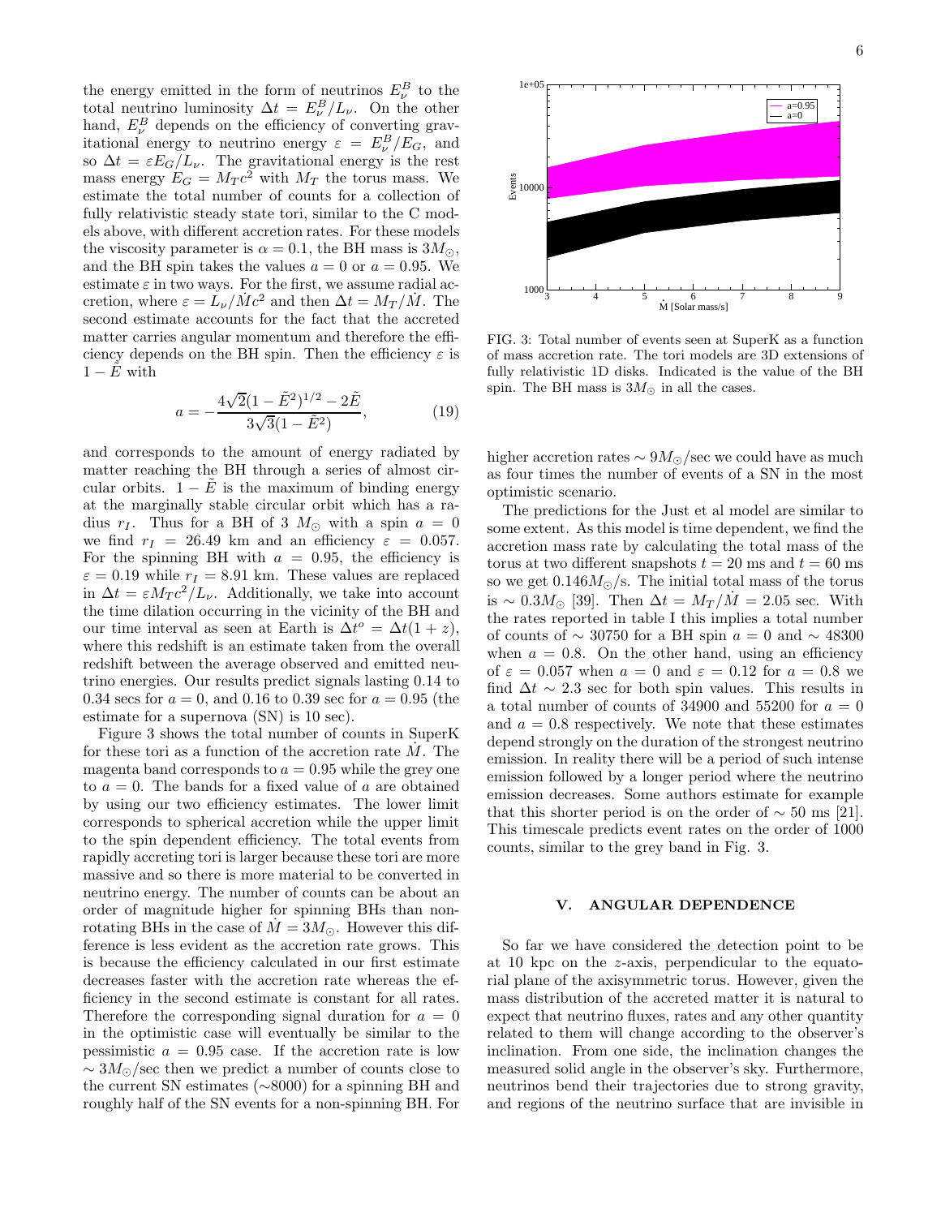the energy emitted in the form of neutrinos $E_\nu^B$ to the total neutrino luminosity $\Delta t = E_\nu^B/L_\nu$. On the other hand, $E_\nu^B$ depends on the efficiency of converting gravitational energy to neutrino energy $\varepsilon = E_\nu^B/E_G$, and so $\Delta t = \varepsilon E_G/L_\nu$. The gravitational energy is the rest mass energy $E_G = M_T c^2$ with $M_T$ the torus mass. We estimate the total number of counts for a collection of fully relativistic steady state tori, similar to the C models above, with different accretion rates. For these models the viscosity parameter is $\alpha = 0.1$, the BH mass is $3M_\odot$, and the BH spin takes the values $a = 0$ or $a = 0.95$. We estimate $\varepsilon$ in two ways. For the first, we assume radial accretion, where $\varepsilon = L_\nu/\dot{M}c^2$ and then $\Delta t = M_T/\dot{M}$. The second estimate accounts for the fact that the accreted matter carries angular momentum and therefore the efficiency depends on the BH spin. Then the efficiency $\varepsilon$ is $1 - \tilde{E}$ with

$$a = -\frac{4\sqrt{2}(1-\tilde{E}^2)^{1/2} - 2\tilde{E}}{3\sqrt{3}(1-\tilde{E}^2)}, \qquad (19)$$

and corresponds to the amount of energy radiated by matter reaching the BH through a series of almost circular orbits. $1 - \tilde{E}$ is the maximum of binding energy at the marginally stable circular orbit which has a radius $r_I$. Thus for a BH of 3 $M_\odot$ with a spin $a = 0$ we find $r_I = 26.49$ km and an efficiency $\varepsilon = 0.057$. For the spinning BH with $a = 0.95$, the efficiency is $\varepsilon = 0.19$ while $r_I = 8.91$ km. These values are replaced in $\Delta t = \varepsilon M_T c^2/L_\nu$. Additionally, we take into account the time dilation occurring in the vicinity of the BH and our time interval as seen at Earth is $\Delta t^o = \Delta t(1 + z)$, where this redshift is an estimate taken from the overall redshift between the average observed and emitted neutrino energies. Our results predict signals lasting 0.14 to 0.34 secs for $a = 0$, and 0.16 to 0.39 sec for $a = 0.95$ (the estimate for a supernova (SN) is 10 sec).

Figure 3 shows the total number of counts in SuperK for these tori as a function of the accretion rate $\dot{M}$. The magenta band corresponds to $a = 0.95$ while the grey one to $a = 0$. The bands for a fixed value of $a$ are obtained by using our two efficiency estimates. The lower limit corresponds to spherical accretion while the upper limit to the spin dependent efficiency. The total events from rapidly accreting tori is larger because these tori are more massive and so there is more material to be converted in neutrino energy. The number of counts can be about an order of magnitude higher for spinning BHs than non-rotating BHs in the case of $\dot{M} = 3M_\odot$. However this difference is less evident as the accretion rate grows. This is because the efficiency calculated in our first estimate decreases faster with the accretion rate whereas the efficiency in the second estimate is constant for all rates. Therefore the corresponding signal duration for $a = 0$ in the optimistic case will eventually be similar to the pessimistic $a = 0.95$ case. If the accretion rate is low $\sim 3M_\odot$/sec then we predict a number of counts close to the current SN estimates ($\sim$8000) for a spinning BH and roughly half of the SN events for a non-spinning BH. For higher accretion rates $\sim 9M_\odot$/sec we could have as much as four times the number of events of a SN in the most optimistic scenario.

FIG. 3: Total number of events seen at SuperK as a function of mass accretion rate. The tori models are 3D extensions of fully relativistic 1D disks. Indicated is the value of the BH spin. The BH mass is $3M_\odot$ in all the cases.

The predictions for the Just et al model are similar to some extent. As this model is time dependent, we find the accretion mass rate by calculating the total mass of the torus at two different snapshots $t = 20$ ms and $t = 60$ ms so we get $0.146M_\odot$/s. The initial total mass of the torus is $\sim 0.3M_\odot$ [39]. Then $\Delta t = M_T/\dot{M} = 2.05$ sec. With the rates reported in table I this implies a total number of counts of $\sim$ 30750 for a BH spin $a = 0$ and $\sim$ 48300 when $a = 0.8$. On the other hand, using an efficiency of $\varepsilon = 0.057$ when $a = 0$ and $\varepsilon = 0.12$ for $a = 0.8$ we find $\Delta t \sim 2.3$ sec for both spin values. This results in a total number of counts of 34900 and 55200 for $a = 0$ and $a = 0.8$ respectively. We note that these estimates depend strongly on the duration of the strongest neutrino emission. In reality there will be a period of such intense emission followed by a longer period where the neutrino emission decreases. Some authors estimate for example that this shorter period is on the order of $\sim$ 50 ms [21]. This timescale predicts event rates on the order of 1000 counts, similar to the grey band in Fig. 3.

## V. ANGULAR DEPENDENCE

So far we have considered the detection point to be at 10 kpc on the $z$-axis, perpendicular to the equatorial plane of the axisymmetric torus. However, given the mass distribution of the accreted matter it is natural to expect that neutrino fluxes, rates and any other quantity related to them will change according to the observer's inclination. From one side, the inclination changes the measured solid angle in the observer's sky. Furthermore, neutrinos bend their trajectories due to strong gravity, and regions of the neutrino surface that are invisible in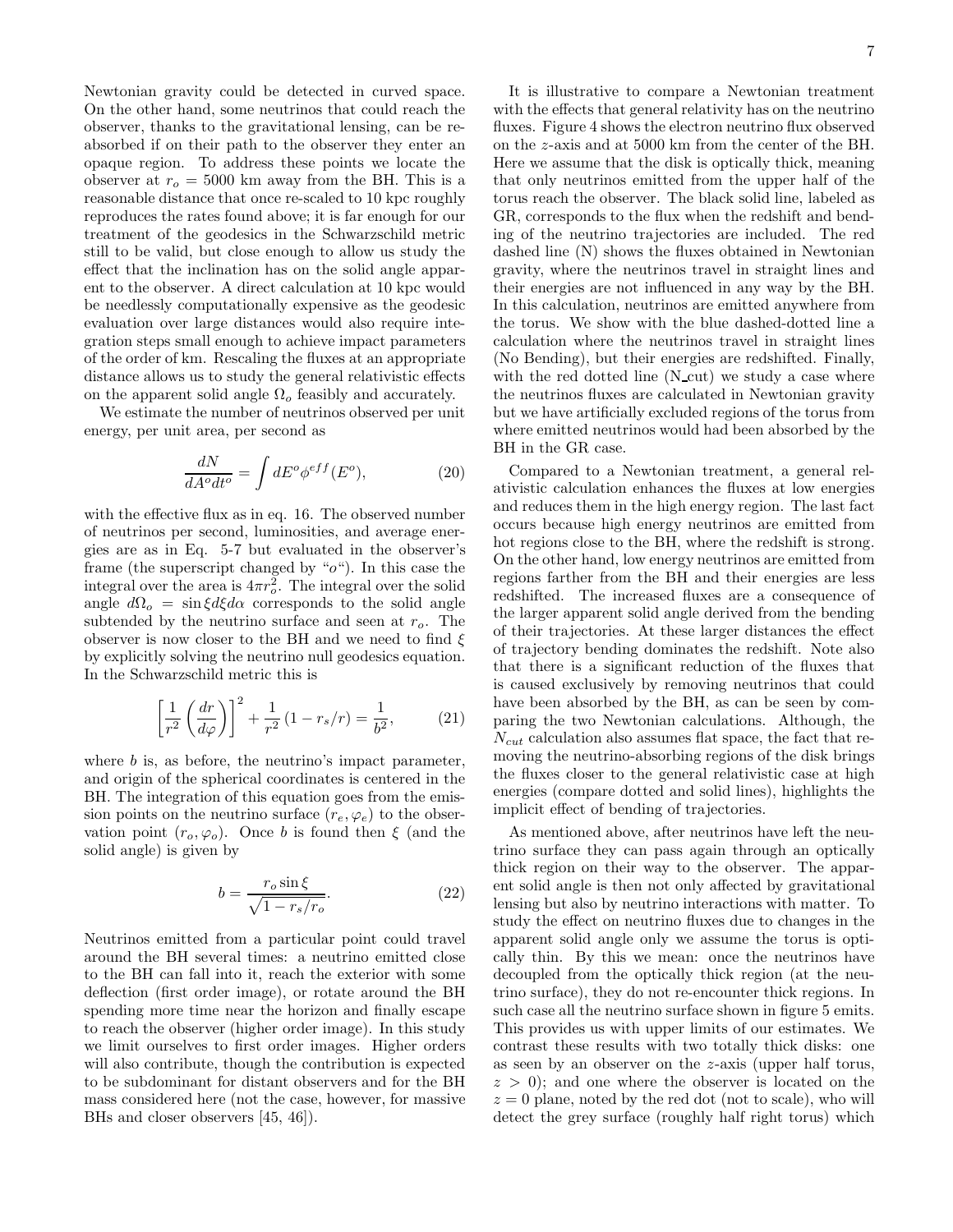Newtonian gravity could be detected in curved space. On the other hand, some neutrinos that could reach the observer, thanks to the gravitational lensing, can be reabsorbed if on their path to the observer they enter an opaque region. To address these points we locate the observer at $r_o = 5000$ km away from the BH. This is a reasonable distance that once re-scaled to 10 kpc roughly reproduces the rates found above; it is far enough for our treatment of the geodesics in the Schwarzschild metric still to be valid, but close enough to allow us study the effect that the inclination has on the solid angle apparent to the observer. A direct calculation at 10 kpc would be needlessly computationally expensive as the geodesic evaluation over large distances would also require integration steps small enough to achieve impact parameters of the order of km. Rescaling the fluxes at an appropriate distance allows us to study the general relativistic effects on the apparent solid angle $\Omega_o$ feasibly and accurately.

We estimate the number of neutrinos observed per unit energy, per unit area, per second as

$$\frac{dN}{dA^o dt^o} = \int dE^o \phi^{eff}(E^o), \tag{20}$$

with the effective flux as in eq. 16. The observed number of neutrinos per second, luminosities, and average energies are as in Eq. 5-7 but evaluated in the observer's frame (the superscript changed by "$o$"). In this case the integral over the area is $4\pi r_o^2$. The integral over the solid angle $d\Omega_o = \sin\xi d\xi d\alpha$ corresponds to the solid angle subtended by the neutrino surface and seen at $r_o$. The observer is now closer to the BH and we need to find $\xi$ by explicitly solving the neutrino null geodesics equation. In the Schwarzschild metric this is

$$\left[\frac{1}{r^2}\left(\frac{dr}{d\varphi}\right)\right]^2 + \frac{1}{r^2}\left(1 - r_s/r\right) = \frac{1}{b^2}, \tag{21}$$

where $b$ is, as before, the neutrino's impact parameter, and origin of the spherical coordinates is centered in the BH. The integration of this equation goes from the emission points on the neutrino surface $(r_e, \varphi_e)$ to the observation point $(r_o, \varphi_o)$. Once $b$ is found then $\xi$ (and the solid angle) is given by

$$b = \frac{r_o \sin\xi}{\sqrt{1 - r_s/r_o}}. \tag{22}$$

Neutrinos emitted from a particular point could travel around the BH several times: a neutrino emitted close to the BH can fall into it, reach the exterior with some deflection (first order image), or rotate around the BH spending more time near the horizon and finally escape to reach the observer (higher order image). In this study we limit ourselves to first order images. Higher orders will also contribute, though the contribution is expected to be subdominant for distant observers and for the BH mass considered here (not the case, however, for massive BHs and closer observers [45, 46]).

It is illustrative to compare a Newtonian treatment with the effects that general relativity has on the neutrino fluxes. Figure 4 shows the electron neutrino flux observed on the $z$-axis and at 5000 km from the center of the BH. Here we assume that the disk is optically thick, meaning that only neutrinos emitted from the upper half of the torus reach the observer. The black solid line, labeled as GR, corresponds to the flux when the redshift and bending of the neutrino trajectories are included. The red dashed line (N) shows the fluxes obtained in Newtonian gravity, where the neutrinos travel in straight lines and their energies are not influenced in any way by the BH. In this calculation, neutrinos are emitted anywhere from the torus. We show with the blue dashed-dotted line a calculation where the neutrinos travel in straight lines (No Bending), but their energies are redshifted. Finally, with the red dotted line (N_cut) we study a case where the neutrinos fluxes are calculated in Newtonian gravity but we have artificially excluded regions of the torus from where emitted neutrinos would had been absorbed by the BH in the GR case.

Compared to a Newtonian treatment, a general relativistic calculation enhances the fluxes at low energies and reduces them in the high energy region. The last fact occurs because high energy neutrinos are emitted from hot regions close to the BH, where the redshift is strong. On the other hand, low energy neutrinos are emitted from regions farther from the BH and their energies are less redshifted. The increased fluxes are a consequence of the larger apparent solid angle derived from the bending of their trajectories. At these larger distances the effect of trajectory bending dominates the redshift. Note also that there is a significant reduction of the fluxes that is caused exclusively by removing neutrinos that could have been absorbed by the BH, as can be seen by comparing the two Newtonian calculations. Although, the $N_{cut}$ calculation also assumes flat space, the fact that removing the neutrino-absorbing regions of the disk brings the fluxes closer to the general relativistic case at high energies (compare dotted and solid lines), highlights the implicit effect of bending of trajectories.

As mentioned above, after neutrinos have left the neutrino surface they can pass again through an optically thick region on their way to the observer. The apparent solid angle is then not only affected by gravitational lensing but also by neutrino interactions with matter. To study the effect on neutrino fluxes due to changes in the apparent solid angle only we assume the torus is optically thin. By this we mean: once the neutrinos have decoupled from the optically thick region (at the neutrino surface), they do not re-encounter thick regions. In such case all the neutrino surface shown in figure 5 emits. This provides us with upper limits of our estimates. We contrast these results with two totally thick disks: one as seen by an observer on the $z$-axis (upper half torus, $z > 0$); and one where the observer is located on the $z = 0$ plane, noted by the red dot (not to scale), who will detect the grey surface (roughly half right torus) which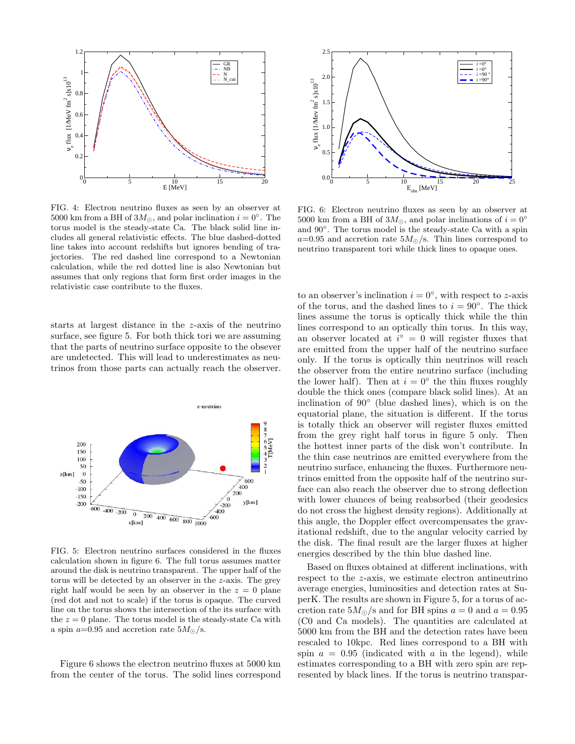FIG. 4: Electron neutrino fluxes as seen by an observer at 5000 km from a BH of $3M_{\odot}$, and polar inclination $i = 0°$. The torus model is the steady-state Ca. The black solid line includes all general relativistic effects. The blue dashed-dotted line takes into account redshifts but ignores bending of trajectories. The red dashed line correspond to a Newtonian calculation, while the red dotted line is also Newtonian but assumes that only regions that form first order images in the relativistic case contribute to the fluxes.

starts at largest distance in the $z$-axis of the neutrino surface, see figure 5. For both thick tori we are assuming that the parts of neutrino surface opposite to the observer are undetected. This will lead to underestimates as neutrinos from those parts can actually reach the observer.

FIG. 5: Electron neutrino surfaces considered in the fluxes calculation shown in figure 6. The full torus assumes matter around the disk is neutrino transparent. The upper half of the torus will be detected by an observer in the $z$-axis. The grey right half would be seen by an observer in the $z = 0$ plane (red dot and not to scale) if the torus is opaque. The curved line on the torus shows the intersection of the its surface with the $z = 0$ plane. The torus model is the steady-state Ca with a spin $a$=0.95 and accretion rate $5M_{\odot}$/s.

Figure 6 shows the electron neutrino fluxes at 5000 km from the center of the torus. The solid lines correspond to an observer's inclination $i = 0°$, with respect to $z$-axis of the torus, and the dashed lines to $i = 90°$. The thick lines assume the torus is optically thick while the thin lines correspond to an optically thin torus. In this way, an observer located at $i° = 0$ will register fluxes that are emitted from the upper half of the neutrino surface only. If the torus is optically thin neutrinos will reach the observer from the entire neutrino surface (including the lower half). Then at $i = 0°$ the thin fluxes roughly double the thick ones (compare black solid lines). At an inclination of 90° (blue dashed lines), which is on the equatorial plane, the situation is different. If the torus is totally thick an observer will register fluxes emitted from the grey right half torus in figure 5 only. Then the hottest inner parts of the disk won't contribute. In the thin case neutrinos are emitted everywhere from the neutrino surface, enhancing the fluxes. Furthermore neutrinos emitted from the opposite half of the neutrino surface can also reach the observer due to strong deflection with lower chances of being reabsorbed (their geodesics do not cross the highest density regions). Additionally at this angle, the Doppler effect overcompensates the gravitational redshift, due to the angular velocity carried by the disk. The final result are the larger fluxes at higher energies described by the thin blue dashed line.

FIG. 6: Electron neutrino fluxes as seen by an observer at 5000 km from a BH of $3M_{\odot}$, and polar inclinations of $i = 0°$ and 90°. The torus model is the steady-state Ca with a spin $a$=0.95 and accretion rate $5M_{\odot}$/s. Thin lines correspond to neutrino transparent tori while thick lines to opaque ones.

Based on fluxes obtained at different inclinations, with respect to the $z$-axis, we estimate electron antineutrino average energies, luminosities and detection rates at SuperK. The results are shown in Figure 5, for a torus of accretion rate $5M_{\odot}$/s and for BH spins $a = 0$ and $a = 0.95$ (C0 and Ca models). The quantities are calculated at 5000 km from the BH and the detection rates have been rescaled to 10kpc. Red lines correspond to a BH with spin $a = 0.95$ (indicated with $a$ in the legend), while estimates corresponding to a BH with zero spin are represented by black lines. If the torus is neutrino transpar-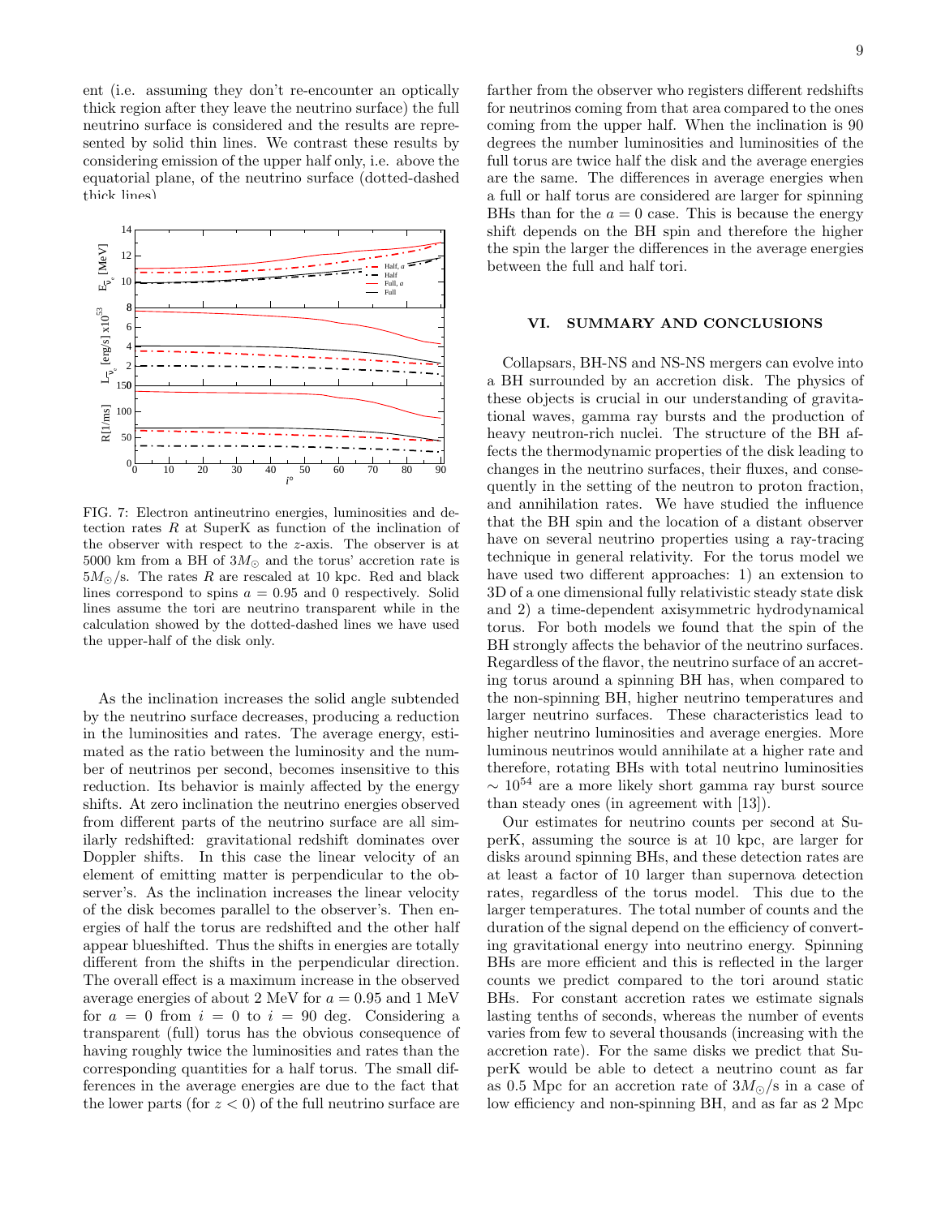ent (i.e. assuming they don't re-encounter an optically thick region after they leave the neutrino surface) the full neutrino surface is considered and the results are represented by solid thin lines. We contrast these results by considering emission of the upper half only, i.e. above the equatorial plane, of the neutrino surface (dotted-dashed thick lines)

FIG. 7: Electron antineutrino energies, luminosities and detection rates $R$ at SuperK as function of the inclination of the observer with respect to the $z$-axis. The observer is at 5000 km from a BH of $3M_{\odot}$ and the torus' accretion rate is $5M_{\odot}$/s. The rates $R$ are rescaled at 10 kpc. Red and black lines correspond to spins $a = 0.95$ and 0 respectively. Solid lines assume the tori are neutrino transparent while in the calculation showed by the dotted-dashed lines we have used the upper-half of the disk only.

As the inclination increases the solid angle subtended by the neutrino surface decreases, producing a reduction in the luminosities and rates. The average energy, estimated as the ratio between the luminosity and the number of neutrinos per second, becomes insensitive to this reduction. Its behavior is mainly affected by the energy shifts. At zero inclination the neutrino energies observed from different parts of the neutrino surface are all similarly redshifted: gravitational redshift dominates over Doppler shifts. In this case the linear velocity of an element of emitting matter is perpendicular to the observer's. As the inclination increases the linear velocity of the disk becomes parallel to the observer's. Then energies of half the torus are redshifted and the other half appear blueshifted. Thus the shifts in energies are totally different from the shifts in the perpendicular direction. The overall effect is a maximum increase in the observed average energies of about 2 MeV for $a = 0.95$ and 1 MeV for $a = 0$ from $i = 0$ to $i = 90$ deg. Considering a transparent (full) torus has the obvious consequence of having roughly twice the luminosities and rates than the corresponding quantities for a half torus. The small differences in the average energies are due to the fact that the lower parts (for $z < 0$) of the full neutrino surface are farther from the observer who registers different redshifts for neutrinos coming from that area compared to the ones coming from the upper half. When the inclination is 90 degrees the number luminosities and luminosities of the full torus are twice half the disk and the average energies are the same. The differences in average energies when a full or half torus are considered are larger for spinning BHs than for the $a = 0$ case. This is because the energy shift depends on the BH spin and therefore the higher the spin the larger the differences in the average energies between the full and half tori.

## VI. SUMMARY AND CONCLUSIONS

Collapsars, BH-NS and NS-NS mergers can evolve into a BH surrounded by an accretion disk. The physics of these objects is crucial in our understanding of gravitational waves, gamma ray bursts and the production of heavy neutron-rich nuclei. The structure of the BH affects the thermodynamic properties of the disk leading to changes in the neutrino surfaces, their fluxes, and consequently in the setting of the neutron to proton fraction, and annihilation rates. We have studied the influence that the BH spin and the location of a distant observer have on several neutrino properties using a ray-tracing technique in general relativity. For the torus model we have used two different approaches: 1) an extension to 3D of a one dimensional fully relativistic steady state disk and 2) a time-dependent axisymmetric hydrodynamical torus. For both models we found that the spin of the BH strongly affects the behavior of the neutrino surfaces. Regardless of the flavor, the neutrino surface of an accreting torus around a spinning BH has, when compared to the non-spinning BH, higher neutrino temperatures and larger neutrino surfaces. These characteristics lead to higher neutrino luminosities and average energies. More luminous neutrinos would annihilate at a higher rate and therefore, rotating BHs with total neutrino luminosities $\sim 10^{54}$ are a more likely short gamma ray burst source than steady ones (in agreement with [13]).

Our estimates for neutrino counts per second at SuperK, assuming the source is at 10 kpc, are larger for disks around spinning BHs, and these detection rates are at least a factor of 10 larger than supernova detection rates, regardless of the torus model. This due to the larger temperatures. The total number of counts and the duration of the signal depend on the efficiency of converting gravitational energy into neutrino energy. Spinning BHs are more efficient and this is reflected in the larger counts we predict compared to the tori around static BHs. For constant accretion rates we estimate signals lasting tenths of seconds, whereas the number of events varies from few to several thousands (increasing with the accretion rate). For the same disks we predict that SuperK would be able to detect a neutrino count as far as 0.5 Mpc for an accretion rate of $3M_{\odot}$/s in a case of low efficiency and non-spinning BH, and as far as 2 Mpc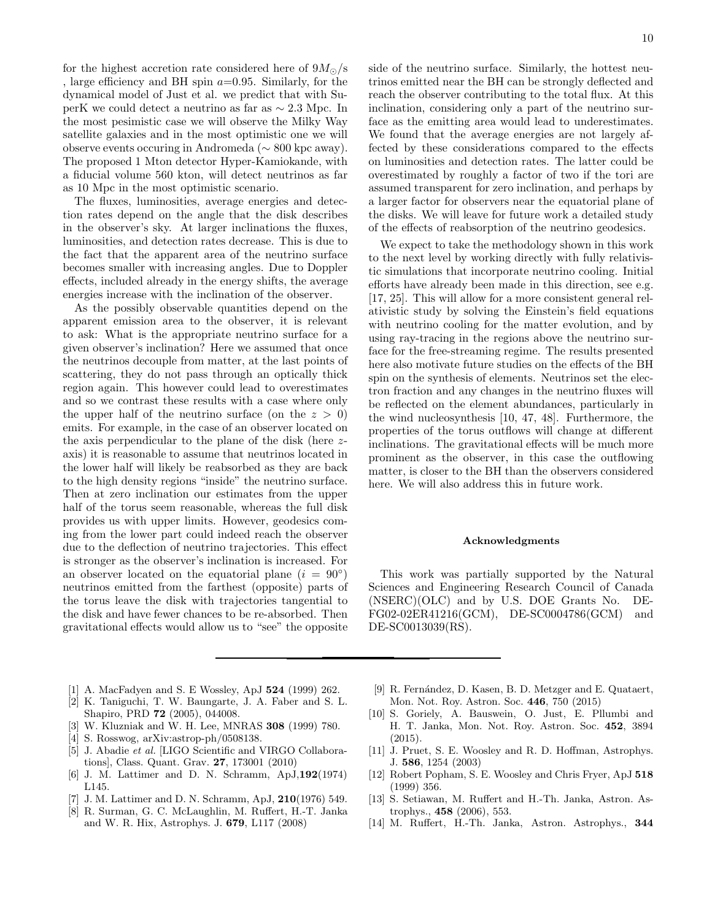for the highest accretion rate considered here of $9M_{\odot}$/s , large efficiency and BH spin $a$=0.95. Similarly, for the dynamical model of Just et al. we predict that with SuperK we could detect a neutrino as far as $\sim 2.3$ Mpc. In the most pesimistic case we will observe the Milky Way satellite galaxies and in the most optimistic one we will observe events occuring in Andromeda ($\sim$ 800 kpc away). The proposed 1 Mton detector Hyper-Kamiokande, with a fiducial volume 560 kton, will detect neutrinos as far as 10 Mpc in the most optimistic scenario.

The fluxes, luminosities, average energies and detection rates depend on the angle that the disk describes in the observer's sky. At larger inclinations the fluxes, luminosities, and detection rates decrease. This is due to the fact that the apparent area of the neutrino surface becomes smaller with increasing angles. Due to Doppler effects, included already in the energy shifts, the average energies increase with the inclination of the observer.

As the possibly observable quantities depend on the apparent emission area to the observer, it is relevant to ask: What is the appropriate neutrino surface for a given observer's inclination? Here we assumed that once the neutrinos decouple from matter, at the last points of scattering, they do not pass through an optically thick region again. This however could lead to overestimates and so we contrast these results with a case where only the upper half of the neutrino surface (on the $z > 0$) emits. For example, in the case of an observer located on the axis perpendicular to the plane of the disk (here $z$-axis) it is reasonable to assume that neutrinos located in the lower half will likely be reabsorbed as they are back to the high density regions "inside" the neutrino surface. Then at zero inclination our estimates from the upper half of the torus seem reasonable, whereas the full disk provides us with upper limits. However, geodesics coming from the lower part could indeed reach the observer due to the deflection of neutrino trajectories. This effect is stronger as the observer's inclination is increased. For an observer located on the equatorial plane ($i = 90^{\circ}$) neutrinos emitted from the farthest (opposite) parts of the torus leave the disk with trajectories tangential to the disk and have fewer chances to be re-absorbed. Then gravitational effects would allow us to "see" the opposite side of the neutrino surface. Similarly, the hottest neutrinos emitted near the BH can be strongly deflected and reach the observer contributing to the total flux. At this inclination, considering only a part of the neutrino surface as the emitting area would lead to underestimates. We found that the average energies are not largely affected by these considerations compared to the effects on luminosities and detection rates. The latter could be overestimated by roughly a factor of two if the tori are assumed transparent for zero inclination, and perhaps by a larger factor for observers near the equatorial plane of the disks. We will leave for future work a detailed study of the effects of reabsorption of the neutrino geodesics.

We expect to take the methodology shown in this work to the next level by working directly with fully relativistic simulations that incorporate neutrino cooling. Initial efforts have already been made in this direction, see e.g. [17, 25]. This will allow for a more consistent general relativistic study by solving the Einstein's field equations with neutrino cooling for the matter evolution, and by using ray-tracing in the regions above the neutrino surface for the free-streaming regime. The results presented here also motivate future studies on the effects of the BH spin on the synthesis of elements. Neutrinos set the electron fraction and any changes in the neutrino fluxes will be reflected on the element abundances, particularly in the wind nucleosynthesis [10, 47, 48]. Furthermore, the properties of the torus outflows will change at different inclinations. The gravitational effects will be much more prominent as the observer, in this case the outflowing matter, is closer to the BH than the observers considered here. We will also address this in future work.

## Acknowledgments

This work was partially supported by the Natural Sciences and Engineering Research Council of Canada (NSERC)(OLC) and by U.S. DOE Grants No. DE-FG02-02ER41216(GCM), DE-SC0004786(GCM) and DE-SC0013039(RS).

---

[1] A. MacFadyen and S. E Wossley, ApJ **524** (1999) 262.

[2] K. Taniguchi, T. W. Baungarte, J. A. Faber and S. L. Shapiro, PRD **72** (2005), 044008.

[3] W. Kluzniak and W. H. Lee, MNRAS **308** (1999) 780.

[4] S. Rosswog, arXiv:astrop-ph/0508138.

[5] J. Abadie *et al.* [LIGO Scientific and VIRGO Collaborations], Class. Quant. Grav. **27**, 173001 (2010)

[6] J. M. Lattimer and D. N. Schramm, ApJ,**192**(1974) L145.

[7] J. M. Lattimer and D. N. Schramm, ApJ, **210**(1976) 549.

[8] R. Surman, G. C. McLaughlin, M. Ruffert, H.-T. Janka and W. R. Hix, Astrophys. J. **679**, L117 (2008)

[9] R. Fernández, D. Kasen, B. D. Metzger and E. Quataert, Mon. Not. Roy. Astron. Soc. **446**, 750 (2015)

[10] S. Goriely, A. Bauswein, O. Just, E. Pllumbi and H. T. Janka, Mon. Not. Roy. Astron. Soc. **452**, 3894 (2015).

[11] J. Pruet, S. E. Woosley and R. D. Hoffman, Astrophys. J. **586**, 1254 (2003)

[12] Robert Popham, S. E. Woosley and Chris Fryer, ApJ **518** (1999) 356.

[13] S. Setiawan, M. Ruffert and H.-Th. Janka, Astron. Astrophys., **458** (2006), 553.

[14] M. Ruffert, H.-Th. Janka, Astron. Astrophys., **344**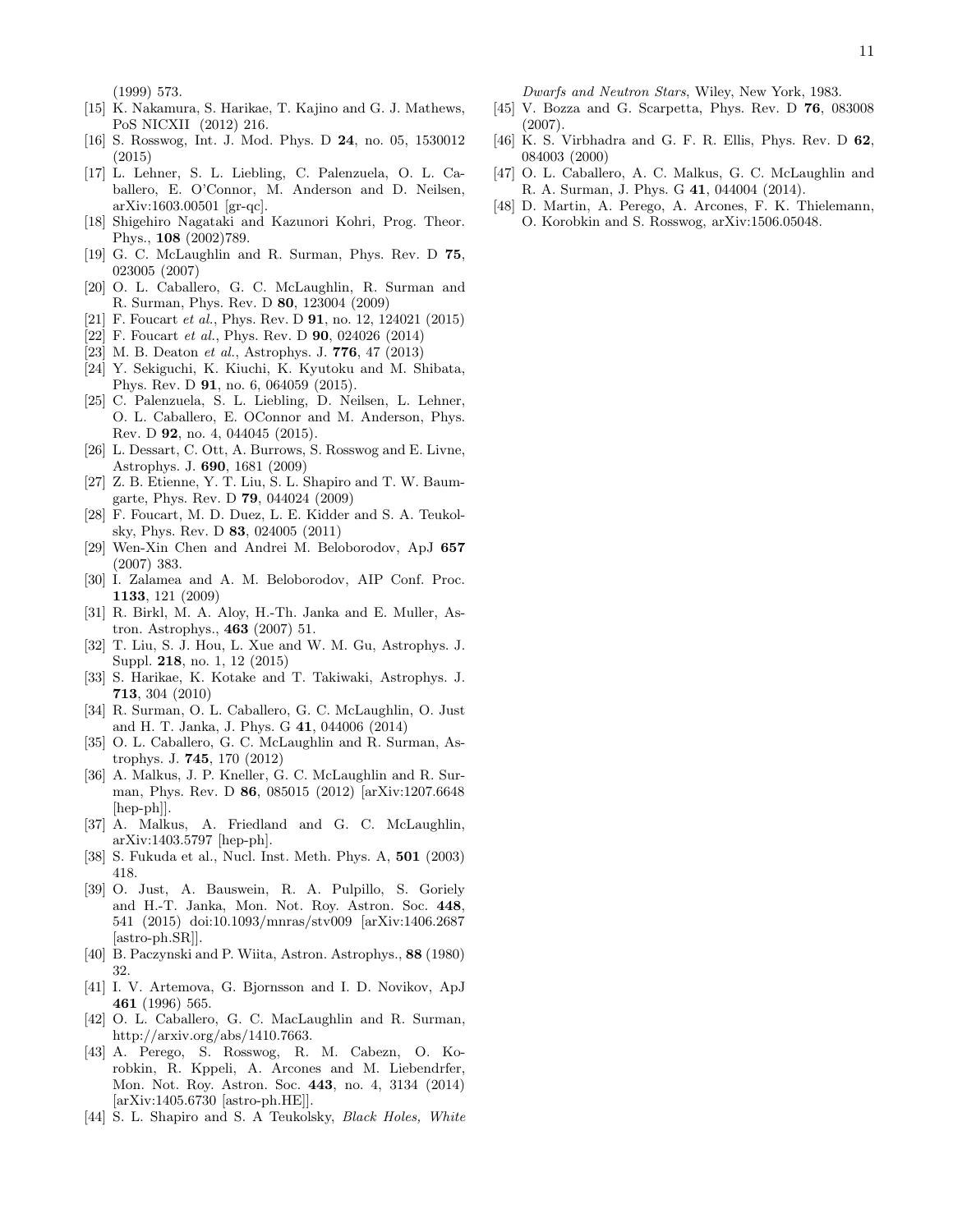(1999) 573.

[15] K. Nakamura, S. Harikae, T. Kajino and G. J. Mathews, PoS NICXII (2012) 216.

[16] S. Rosswog, Int. J. Mod. Phys. D **24**, no. 05, 1530012 (2015)

[17] L. Lehner, S. L. Liebling, C. Palenzuela, O. L. Caballero, E. O'Connor, M. Anderson and D. Neilsen, arXiv:1603.00501 [gr-qc].

[18] Shigehiro Nagataki and Kazunori Kohri, Prog. Theor. Phys., **108** (2002)789.

[19] G. C. McLaughlin and R. Surman, Phys. Rev. D **75**, 023005 (2007)

[20] O. L. Caballero, G. C. McLaughlin, R. Surman and R. Surman, Phys. Rev. D **80**, 123004 (2009)

[21] F. Foucart *et al.*, Phys. Rev. D **91**, no. 12, 124021 (2015)

[22] F. Foucart *et al.*, Phys. Rev. D **90**, 024026 (2014)

[23] M. B. Deaton *et al.*, Astrophys. J. **776**, 47 (2013)

[24] Y. Sekiguchi, K. Kiuchi, K. Kyutoku and M. Shibata, Phys. Rev. D **91**, no. 6, 064059 (2015).

[25] C. Palenzuela, S. L. Liebling, D. Neilsen, L. Lehner, O. L. Caballero, E. OConnor and M. Anderson, Phys. Rev. D **92**, no. 4, 044045 (2015).

[26] L. Dessart, C. Ott, A. Burrows, S. Rosswog and E. Livne, Astrophys. J. **690**, 1681 (2009)

[27] Z. B. Etienne, Y. T. Liu, S. L. Shapiro and T. W. Baumgarte, Phys. Rev. D **79**, 044024 (2009)

[28] F. Foucart, M. D. Duez, L. E. Kidder and S. A. Teukolsky, Phys. Rev. D **83**, 024005 (2011)

[29] Wen-Xin Chen and Andrei M. Beloborodov, ApJ **657** (2007) 383.

[30] I. Zalamea and A. M. Beloborodov, AIP Conf. Proc. **1133**, 121 (2009)

[31] R. Birkl, M. A. Aloy, H.-Th. Janka and E. Muller, Astron. Astrophys., **463** (2007) 51.

[32] T. Liu, S. J. Hou, L. Xue and W. M. Gu, Astrophys. J. Suppl. **218**, no. 1, 12 (2015)

[33] S. Harikae, K. Kotake and T. Takiwaki, Astrophys. J. **713**, 304 (2010)

[34] R. Surman, O. L. Caballero, G. C. McLaughlin, O. Just and H. T. Janka, J. Phys. G **41**, 044006 (2014)

[35] O. L. Caballero, G. C. McLaughlin and R. Surman, Astrophys. J. **745**, 170 (2012)

[36] A. Malkus, J. P. Kneller, G. C. McLaughlin and R. Surman, Phys. Rev. D **86**, 085015 (2012) [arXiv:1207.6648 [hep-ph]].

[37] A. Malkus, A. Friedland and G. C. McLaughlin, arXiv:1403.5797 [hep-ph].

[38] S. Fukuda et al., Nucl. Inst. Meth. Phys. A, **501** (2003) 418.

[39] O. Just, A. Bauswein, R. A. Pulpillo, S. Goriely and H.-T. Janka, Mon. Not. Roy. Astron. Soc. **448**, 541 (2015) doi:10.1093/mnras/stv009 [arXiv:1406.2687 [astro-ph.SR]].

[40] B. Paczynski and P. Wiita, Astron. Astrophys., **88** (1980) 32.

[41] I. V. Artemova, G. Bjornsson and I. D. Novikov, ApJ **461** (1996) 565.

[42] O. L. Caballero, G. C. MacLaughlin and R. Surman, http://arxiv.org/abs/1410.7663.

[43] A. Perego, S. Rosswog, R. M. Cabezn, O. Korobkin, R. Kppeli, A. Arcones and M. Liebendrfer, Mon. Not. Roy. Astron. Soc. **443**, no. 4, 3134 (2014) [arXiv:1405.6730 [astro-ph.HE]].

[44] S. L. Shapiro and S. A Teukolsky, *Black Holes, White Dwarfs and Neutron Stars*, Wiley, New York, 1983.

[45] V. Bozza and G. Scarpetta, Phys. Rev. D **76**, 083008 (2007).

[46] K. S. Virbhadra and G. F. R. Ellis, Phys. Rev. D **62**, 084003 (2000)

[47] O. L. Caballero, A. C. Malkus, G. C. McLaughlin and R. A. Surman, J. Phys. G **41**, 044004 (2014).

[48] D. Martin, A. Perego, A. Arcones, F. K. Thielemann, O. Korobkin and S. Rosswog, arXiv:1506.05048.